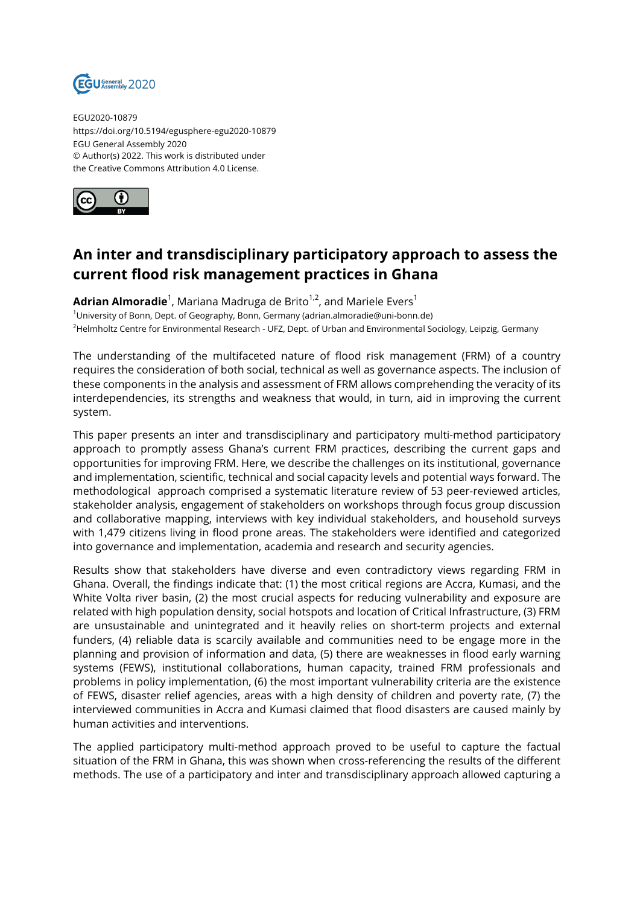EGU2020-10879
https://doi.org/10.5194/egusphere-egu2020-10879
EGU General Assembly 2020
© Author(s) 2022. This work is distributed under
the Creative Commons Attribution 4.0 License.

# An inter and transdisciplinary participatory approach to assess the current flood risk management practices in Ghana

**Adrian Almoradie**[1], Mariana Madruga de Brito[1,2], and Mariele Evers[1]

[1]University of Bonn, Dept. of Geography, Bonn, Germany (adrian.almoradie@uni-bonn.de)
[2]Helmholtz Centre for Environmental Research - UFZ, Dept. of Urban and Environmental Sociology, Leipzig, Germany

The understanding of the multifaceted nature of flood risk management (FRM) of a country requires the consideration of both social, technical as well as governance aspects. The inclusion of these components in the analysis and assessment of FRM allows comprehending the veracity of its interdependencies, its strengths and weakness that would, in turn, aid in improving the current system.

This paper presents an inter and transdisciplinary and participatory multi-method participatory approach to promptly assess Ghana's current FRM practices, describing the current gaps and opportunities for improving FRM. Here, we describe the challenges on its institutional, governance and implementation, scientific, technical and social capacity levels and potential ways forward. The methodological approach comprised a systematic literature review of 53 peer-reviewed articles, stakeholder analysis, engagement of stakeholders on workshops through focus group discussion and collaborative mapping, interviews with key individual stakeholders, and household surveys with 1,479 citizens living in flood prone areas. The stakeholders were identified and categorized into governance and implementation, academia and research and security agencies.

Results show that stakeholders have diverse and even contradictory views regarding FRM in Ghana. Overall, the findings indicate that: (1) the most critical regions are Accra, Kumasi, and the White Volta river basin, (2) the most crucial aspects for reducing vulnerability and exposure are related with high population density, social hotspots and location of Critical Infrastructure, (3) FRM are unsustainable and unintegrated and it heavily relies on short-term projects and external funders, (4) reliable data is scarcily available and communities need to be engage more in the planning and provision of information and data, (5) there are weaknesses in flood early warning systems (FEWS), institutional collaborations, human capacity, trained FRM professionals and problems in policy implementation, (6) the most important vulnerability criteria are the existence of FEWS, disaster relief agencies, areas with a high density of children and poverty rate, (7) the interviewed communities in Accra and Kumasi claimed that flood disasters are caused mainly by human activities and interventions.

The applied participatory multi-method approach proved to be useful to capture the factual situation of the FRM in Ghana, this was shown when cross-referencing the results of the different methods. The use of a participatory and inter and transdisciplinary approach allowed capturing a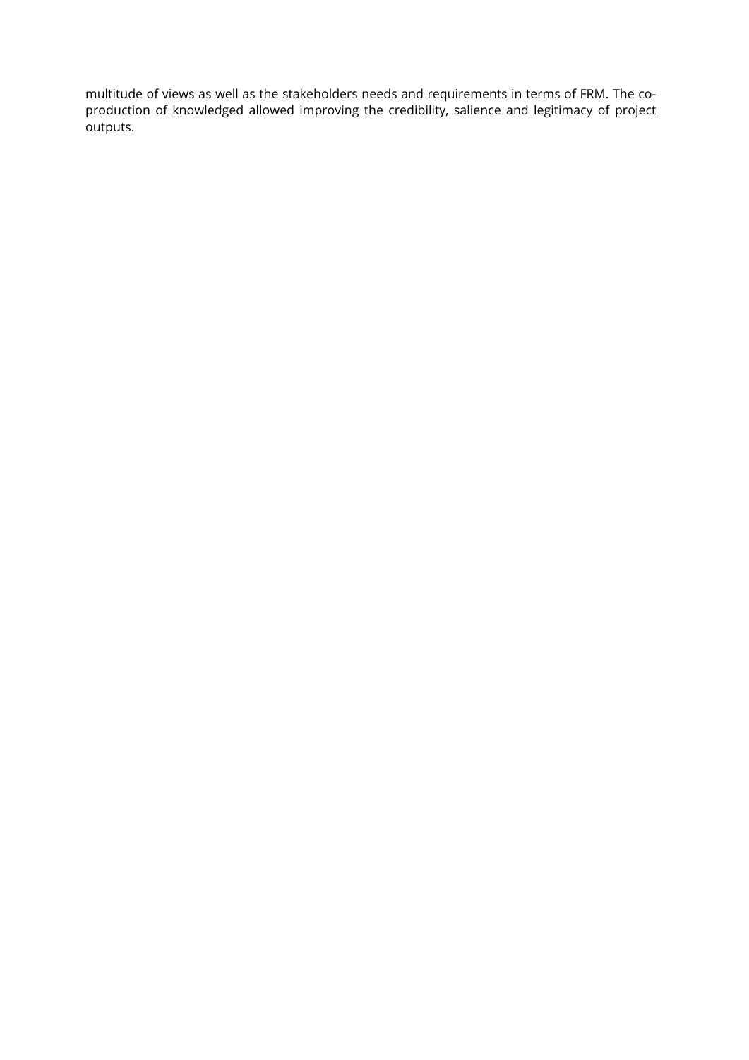multitude of views as well as the stakeholders needs and requirements in terms of FRM. The co-production of knowledged allowed improving the credibility, salience and legitimacy of project outputs.